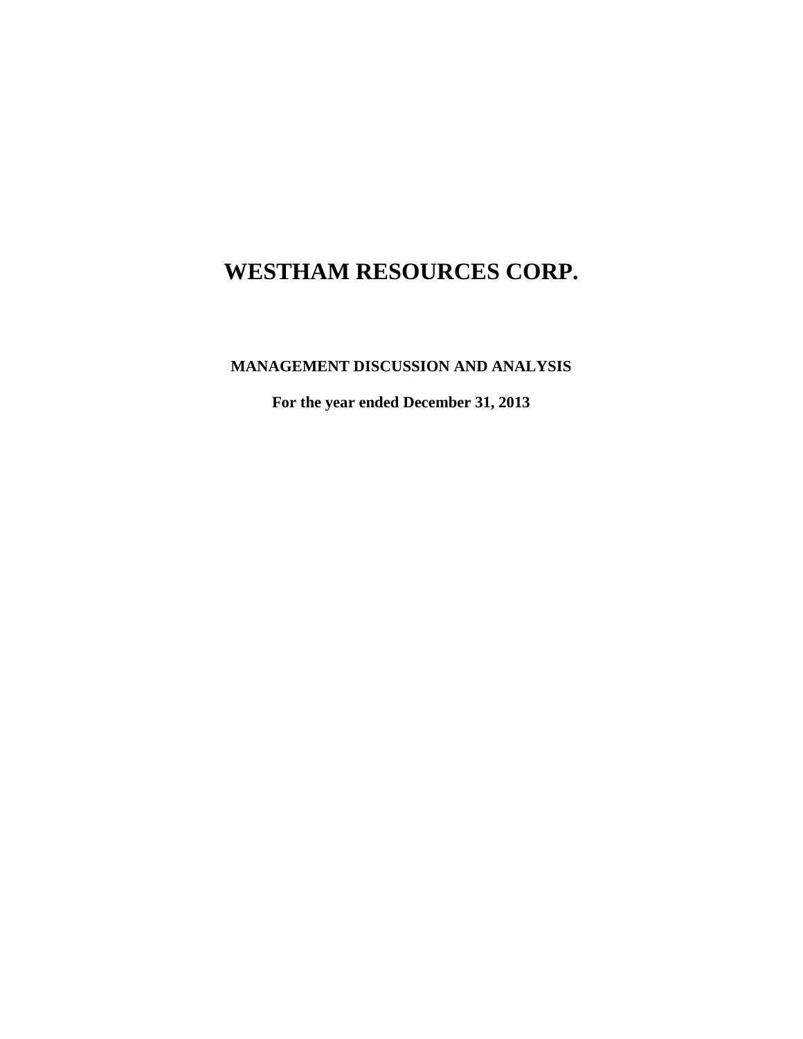# WESTHAM RESOURCES CORP.

## MANAGEMENT DISCUSSION AND ANALYSIS

**For the year ended December 31, 2013**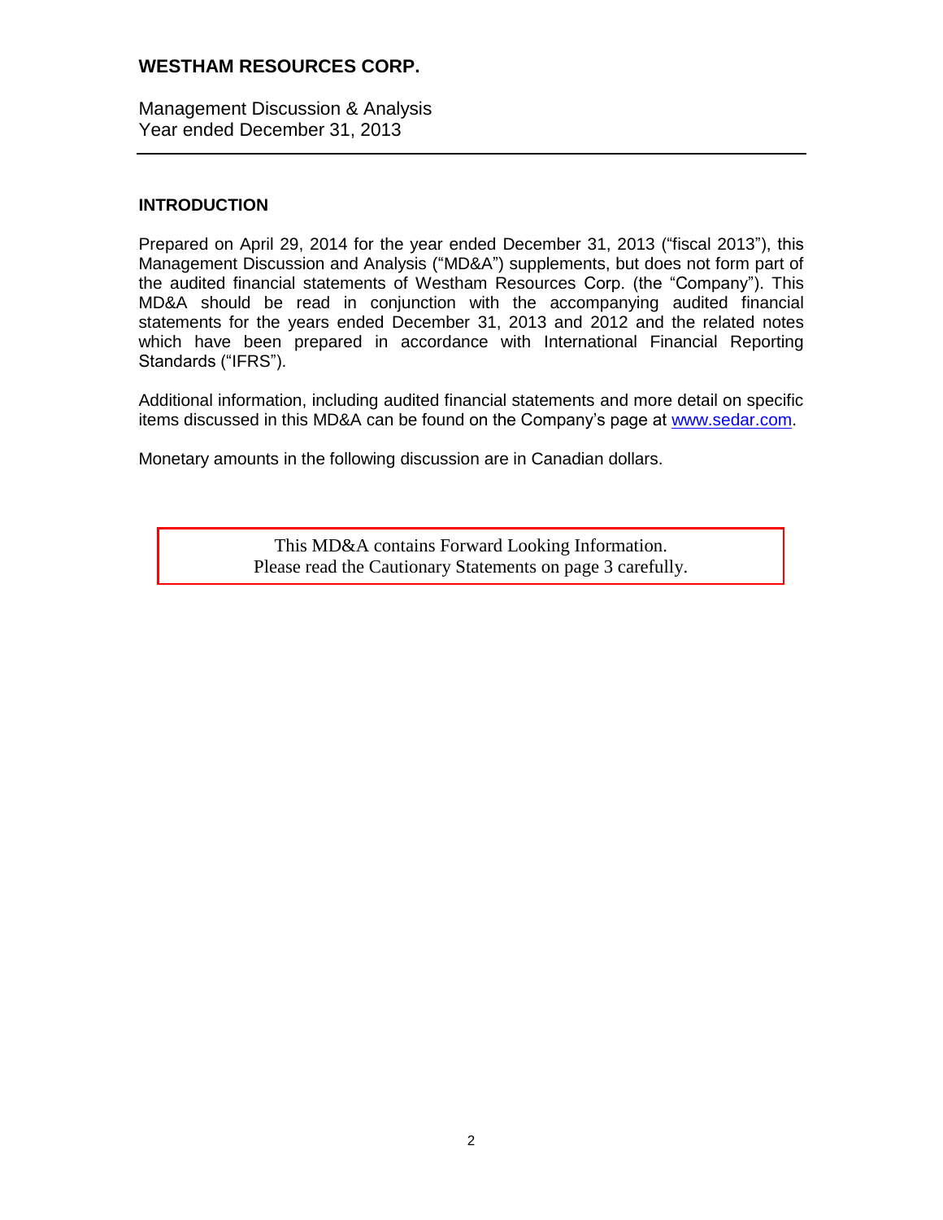# WESTHAM RESOURCES CORP.

Management Discussion & Analysis
Year ended December 31, 2013

## INTRODUCTION

Prepared on April 29, 2014 for the year ended December 31, 2013 ("fiscal 2013"), this Management Discussion and Analysis ("MD&A") supplements, but does not form part of the audited financial statements of Westham Resources Corp. (the "Company"). This MD&A should be read in conjunction with the accompanying audited financial statements for the years ended December 31, 2013 and 2012 and the related notes which have been prepared in accordance with International Financial Reporting Standards ("IFRS").

Additional information, including audited financial statements and more detail on specific items discussed in this MD&A can be found on the Company's page at www.sedar.com.

Monetary amounts in the following discussion are in Canadian dollars.

This MD&A contains Forward Looking Information.
Please read the Cautionary Statements on page 3 carefully.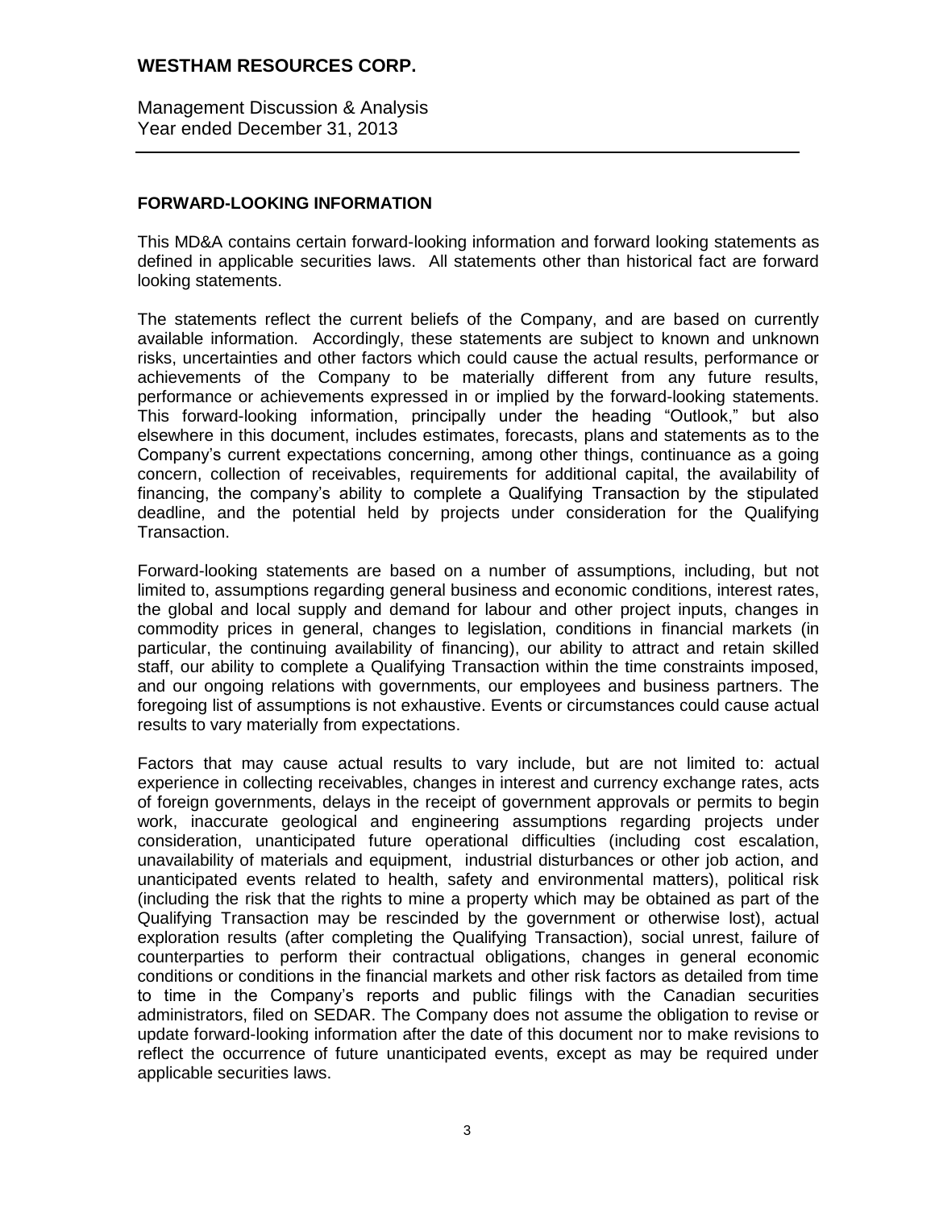## FORWARD-LOOKING INFORMATION

This MD&A contains certain forward-looking information and forward looking statements as defined in applicable securities laws. All statements other than historical fact are forward looking statements.

The statements reflect the current beliefs of the Company, and are based on currently available information. Accordingly, these statements are subject to known and unknown risks, uncertainties and other factors which could cause the actual results, performance or achievements of the Company to be materially different from any future results, performance or achievements expressed in or implied by the forward-looking statements. This forward-looking information, principally under the heading "Outlook," but also elsewhere in this document, includes estimates, forecasts, plans and statements as to the Company's current expectations concerning, among other things, continuance as a going concern, collection of receivables, requirements for additional capital, the availability of financing, the company's ability to complete a Qualifying Transaction by the stipulated deadline, and the potential held by projects under consideration for the Qualifying Transaction.

Forward-looking statements are based on a number of assumptions, including, but not limited to, assumptions regarding general business and economic conditions, interest rates, the global and local supply and demand for labour and other project inputs, changes in commodity prices in general, changes to legislation, conditions in financial markets (in particular, the continuing availability of financing), our ability to attract and retain skilled staff, our ability to complete a Qualifying Transaction within the time constraints imposed, and our ongoing relations with governments, our employees and business partners. The foregoing list of assumptions is not exhaustive. Events or circumstances could cause actual results to vary materially from expectations.

Factors that may cause actual results to vary include, but are not limited to: actual experience in collecting receivables, changes in interest and currency exchange rates, acts of foreign governments, delays in the receipt of government approvals or permits to begin work, inaccurate geological and engineering assumptions regarding projects under consideration, unanticipated future operational difficulties (including cost escalation, unavailability of materials and equipment, industrial disturbances or other job action, and unanticipated events related to health, safety and environmental matters), political risk (including the risk that the rights to mine a property which may be obtained as part of the Qualifying Transaction may be rescinded by the government or otherwise lost), actual exploration results (after completing the Qualifying Transaction), social unrest, failure of counterparties to perform their contractual obligations, changes in general economic conditions or conditions in the financial markets and other risk factors as detailed from time to time in the Company's reports and public filings with the Canadian securities administrators, filed on SEDAR. The Company does not assume the obligation to revise or update forward-looking information after the date of this document nor to make revisions to reflect the occurrence of future unanticipated events, except as may be required under applicable securities laws.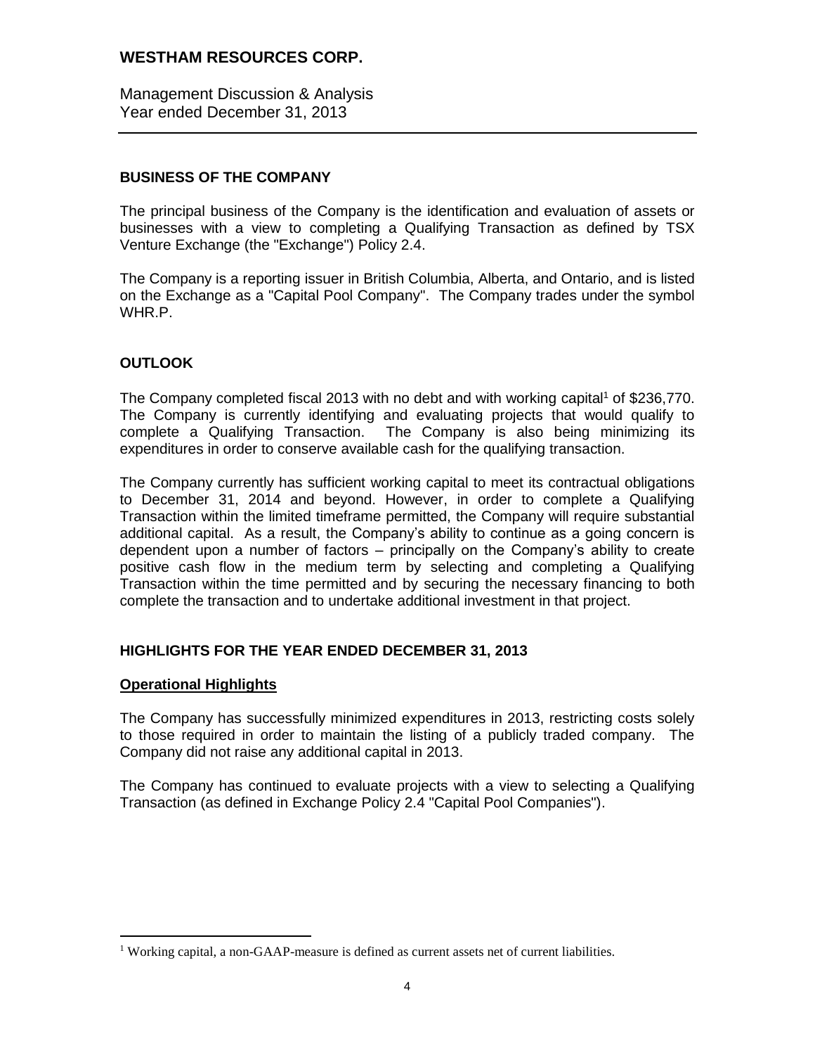# WESTHAM RESOURCES CORP.

Management Discussion & Analysis
Year ended December 31, 2013

## BUSINESS OF THE COMPANY

The principal business of the Company is the identification and evaluation of assets or businesses with a view to completing a Qualifying Transaction as defined by TSX Venture Exchange (the "Exchange") Policy 2.4.

The Company is a reporting issuer in British Columbia, Alberta, and Ontario, and is listed on the Exchange as a "Capital Pool Company". The Company trades under the symbol WHR.P.

## OUTLOOK

The Company completed fiscal 2013 with no debt and with working capital[1] of $236,770. The Company is currently identifying and evaluating projects that would qualify to complete a Qualifying Transaction. The Company is also being minimizing its expenditures in order to conserve available cash for the qualifying transaction.

The Company currently has sufficient working capital to meet its contractual obligations to December 31, 2014 and beyond. However, in order to complete a Qualifying Transaction within the limited timeframe permitted, the Company will require substantial additional capital. As a result, the Company's ability to continue as a going concern is dependent upon a number of factors – principally on the Company's ability to create positive cash flow in the medium term by selecting and completing a Qualifying Transaction within the time permitted and by securing the necessary financing to both complete the transaction and to undertake additional investment in that project.

## HIGHLIGHTS FOR THE YEAR ENDED DECEMBER 31, 2013

### Operational Highlights

The Company has successfully minimized expenditures in 2013, restricting costs solely to those required in order to maintain the listing of a publicly traded company. The Company did not raise any additional capital in 2013.

The Company has continued to evaluate projects with a view to selecting a Qualifying Transaction (as defined in Exchange Policy 2.4 "Capital Pool Companies").

---

[1] Working capital, a non-GAAP-measure is defined as current assets net of current liabilities.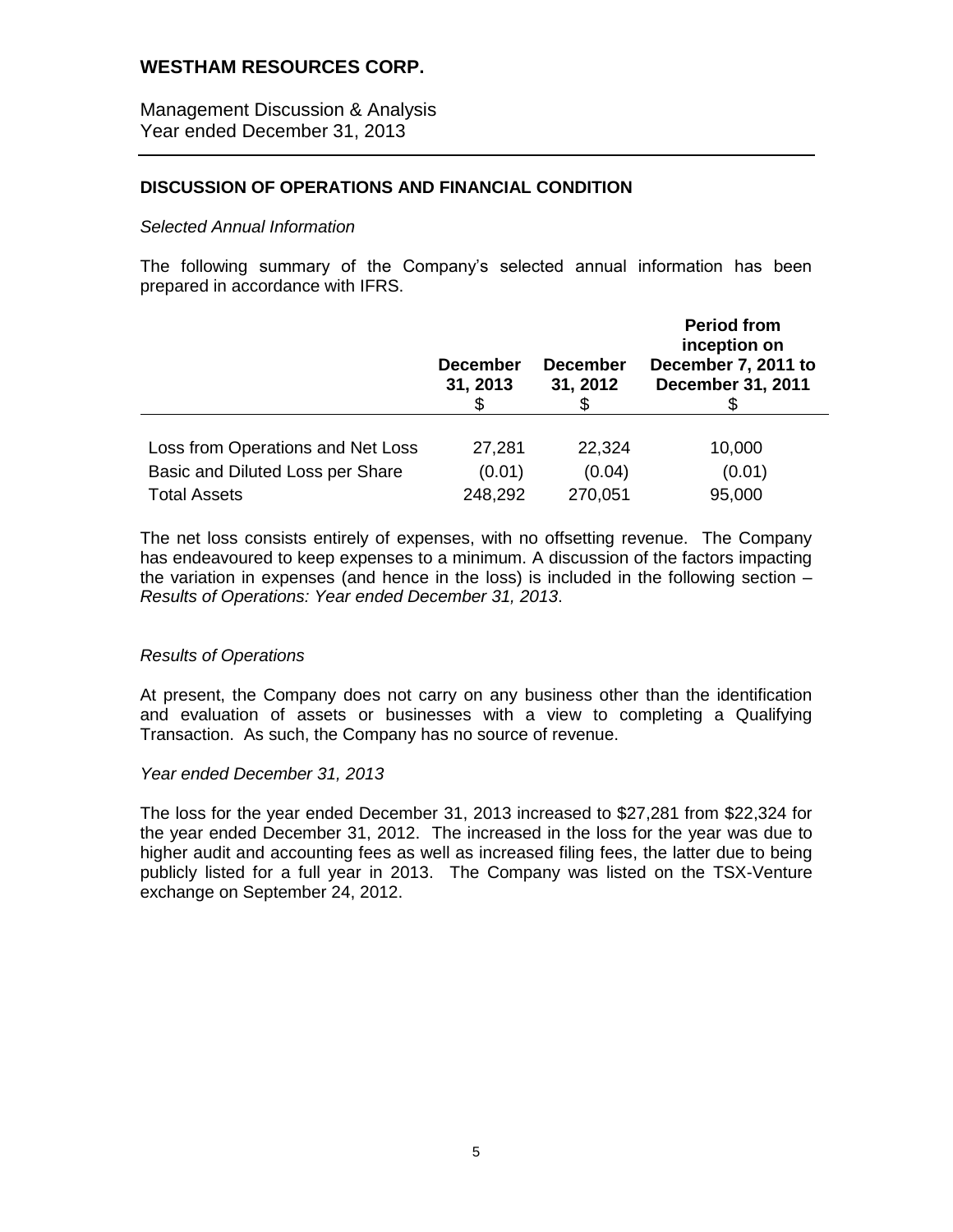# WESTHAM RESOURCES CORP.

Management Discussion & Analysis
Year ended December 31, 2013

## DISCUSSION OF OPERATIONS AND FINANCIAL CONDITION

*Selected Annual Information*

The following summary of the Company's selected annual information has been prepared in accordance with IFRS.

| | December 31, 2013 $ | December 31, 2012 $ | Period from inception on December 7, 2011 to December 31, 2011 $ |
|---|---|---|---|
| Loss from Operations and Net Loss | 27,281 | 22,324 | 10,000 |
| Basic and Diluted Loss per Share | (0.01) | (0.04) | (0.01) |
| Total Assets | 248,292 | 270,051 | 95,000 |

The net loss consists entirely of expenses, with no offsetting revenue. The Company has endeavoured to keep expenses to a minimum. A discussion of the factors impacting the variation in expenses (and hence in the loss) is included in the following section – *Results of Operations: Year ended December 31, 2013*.

*Results of Operations*

At present, the Company does not carry on any business other than the identification and evaluation of assets or businesses with a view to completing a Qualifying Transaction. As such, the Company has no source of revenue.

*Year ended December 31, 2013*

The loss for the year ended December 31, 2013 increased to $27,281 from $22,324 for the year ended December 31, 2012. The increased in the loss for the year was due to higher audit and accounting fees as well as increased filing fees, the latter due to being publicly listed for a full year in 2013. The Company was listed on the TSX-Venture exchange on September 24, 2012.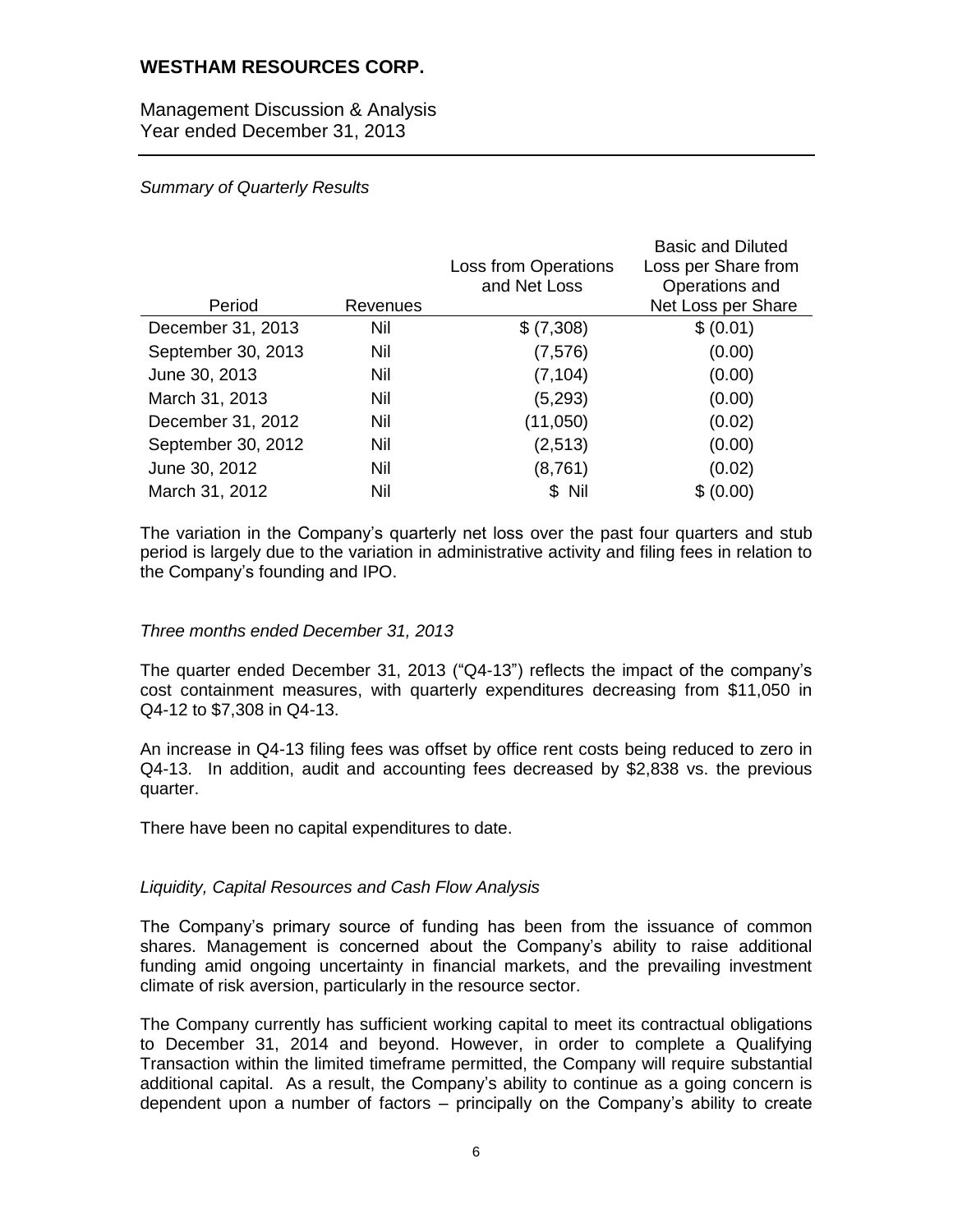*Summary of Quarterly Results*

| Period | Revenues | Loss from Operations and Net Loss | Basic and Diluted Loss per Share from Operations and Net Loss per Share |
|---|---|---|---|
| December 31, 2013 | Nil | $ (7,308) | $ (0.01) |
| September 30, 2013 | Nil | (7,576) | (0.00) |
| June 30, 2013 | Nil | (7,104) | (0.00) |
| March 31, 2013 | Nil | (5,293) | (0.00) |
| December 31, 2012 | Nil | (11,050) | (0.02) |
| September 30, 2012 | Nil | (2,513) | (0.00) |
| June 30, 2012 | Nil | (8,761) | (0.02) |
| March 31, 2012 | Nil | $ Nil | $ (0.00) |

The variation in the Company's quarterly net loss over the past four quarters and stub period is largely due to the variation in administrative activity and filing fees in relation to the Company's founding and IPO.

*Three months ended December 31, 2013*

The quarter ended December 31, 2013 ("Q4-13") reflects the impact of the company's cost containment measures, with quarterly expenditures decreasing from $11,050 in Q4-12 to $7,308 in Q4-13.

An increase in Q4-13 filing fees was offset by office rent costs being reduced to zero in Q4-13. In addition, audit and accounting fees decreased by $2,838 vs. the previous quarter.

There have been no capital expenditures to date.

*Liquidity, Capital Resources and Cash Flow Analysis*

The Company's primary source of funding has been from the issuance of common shares. Management is concerned about the Company's ability to raise additional funding amid ongoing uncertainty in financial markets, and the prevailing investment climate of risk aversion, particularly in the resource sector.

The Company currently has sufficient working capital to meet its contractual obligations to December 31, 2014 and beyond. However, in order to complete a Qualifying Transaction within the limited timeframe permitted, the Company will require substantial additional capital. As a result, the Company's ability to continue as a going concern is dependent upon a number of factors – principally on the Company's ability to create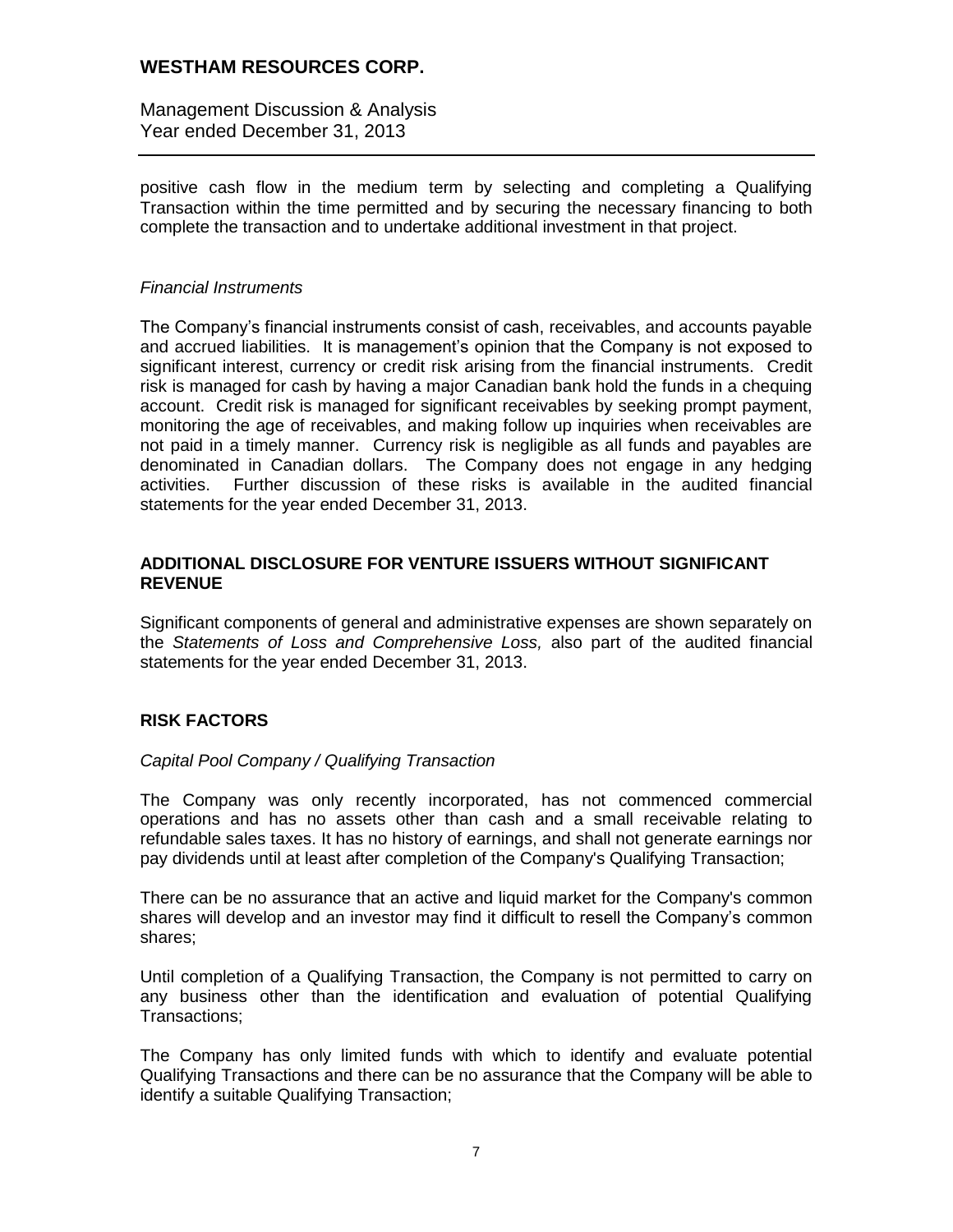positive cash flow in the medium term by selecting and completing a Qualifying Transaction within the time permitted and by securing the necessary financing to both complete the transaction and to undertake additional investment in that project.

*Financial Instruments*

The Company's financial instruments consist of cash, receivables, and accounts payable and accrued liabilities. It is management's opinion that the Company is not exposed to significant interest, currency or credit risk arising from the financial instruments. Credit risk is managed for cash by having a major Canadian bank hold the funds in a chequing account. Credit risk is managed for significant receivables by seeking prompt payment, monitoring the age of receivables, and making follow up inquiries when receivables are not paid in a timely manner. Currency risk is negligible as all funds and payables are denominated in Canadian dollars. The Company does not engage in any hedging activities. Further discussion of these risks is available in the audited financial statements for the year ended December 31, 2013.

## ADDITIONAL DISCLOSURE FOR VENTURE ISSUERS WITHOUT SIGNIFICANT REVENUE

Significant components of general and administrative expenses are shown separately on the *Statements of Loss and Comprehensive Loss,* also part of the audited financial statements for the year ended December 31, 2013.

## RISK FACTORS

*Capital Pool Company / Qualifying Transaction*

The Company was only recently incorporated, has not commenced commercial operations and has no assets other than cash and a small receivable relating to refundable sales taxes. It has no history of earnings, and shall not generate earnings nor pay dividends until at least after completion of the Company's Qualifying Transaction;

There can be no assurance that an active and liquid market for the Company's common shares will develop and an investor may find it difficult to resell the Company's common shares;

Until completion of a Qualifying Transaction, the Company is not permitted to carry on any business other than the identification and evaluation of potential Qualifying Transactions;

The Company has only limited funds with which to identify and evaluate potential Qualifying Transactions and there can be no assurance that the Company will be able to identify a suitable Qualifying Transaction;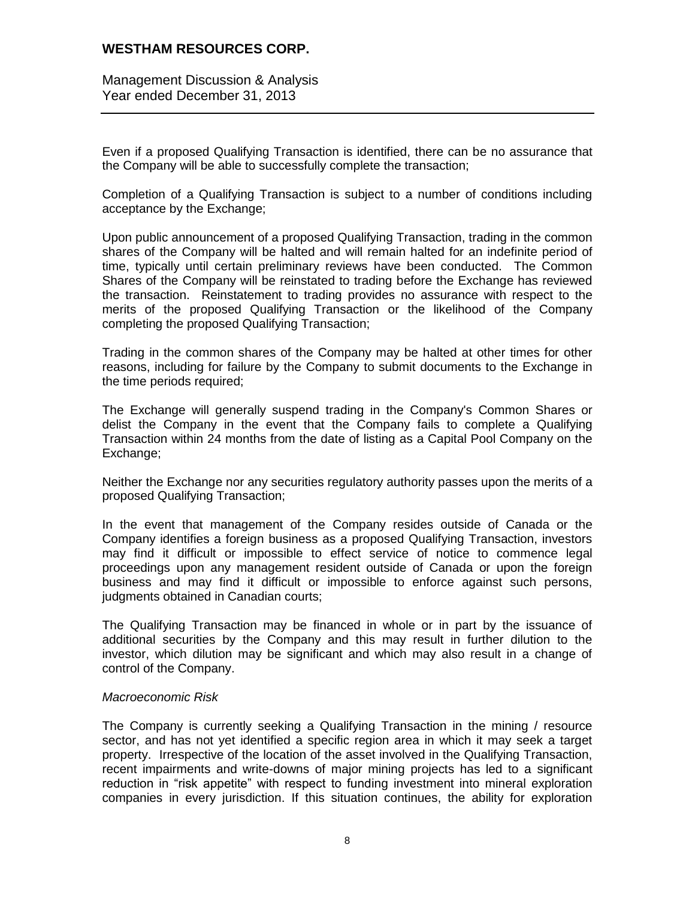Even if a proposed Qualifying Transaction is identified, there can be no assurance that the Company will be able to successfully complete the transaction;

Completion of a Qualifying Transaction is subject to a number of conditions including acceptance by the Exchange;

Upon public announcement of a proposed Qualifying Transaction, trading in the common shares of the Company will be halted and will remain halted for an indefinite period of time, typically until certain preliminary reviews have been conducted. The Common Shares of the Company will be reinstated to trading before the Exchange has reviewed the transaction. Reinstatement to trading provides no assurance with respect to the merits of the proposed Qualifying Transaction or the likelihood of the Company completing the proposed Qualifying Transaction;

Trading in the common shares of the Company may be halted at other times for other reasons, including for failure by the Company to submit documents to the Exchange in the time periods required;

The Exchange will generally suspend trading in the Company's Common Shares or delist the Company in the event that the Company fails to complete a Qualifying Transaction within 24 months from the date of listing as a Capital Pool Company on the Exchange;

Neither the Exchange nor any securities regulatory authority passes upon the merits of a proposed Qualifying Transaction;

In the event that management of the Company resides outside of Canada or the Company identifies a foreign business as a proposed Qualifying Transaction, investors may find it difficult or impossible to effect service of notice to commence legal proceedings upon any management resident outside of Canada or upon the foreign business and may find it difficult or impossible to enforce against such persons, judgments obtained in Canadian courts;

The Qualifying Transaction may be financed in whole or in part by the issuance of additional securities by the Company and this may result in further dilution to the investor, which dilution may be significant and which may also result in a change of control of the Company.

*Macroeconomic Risk*

The Company is currently seeking a Qualifying Transaction in the mining / resource sector, and has not yet identified a specific region area in which it may seek a target property. Irrespective of the location of the asset involved in the Qualifying Transaction, recent impairments and write-downs of major mining projects has led to a significant reduction in "risk appetite" with respect to funding investment into mineral exploration companies in every jurisdiction. If this situation continues, the ability for exploration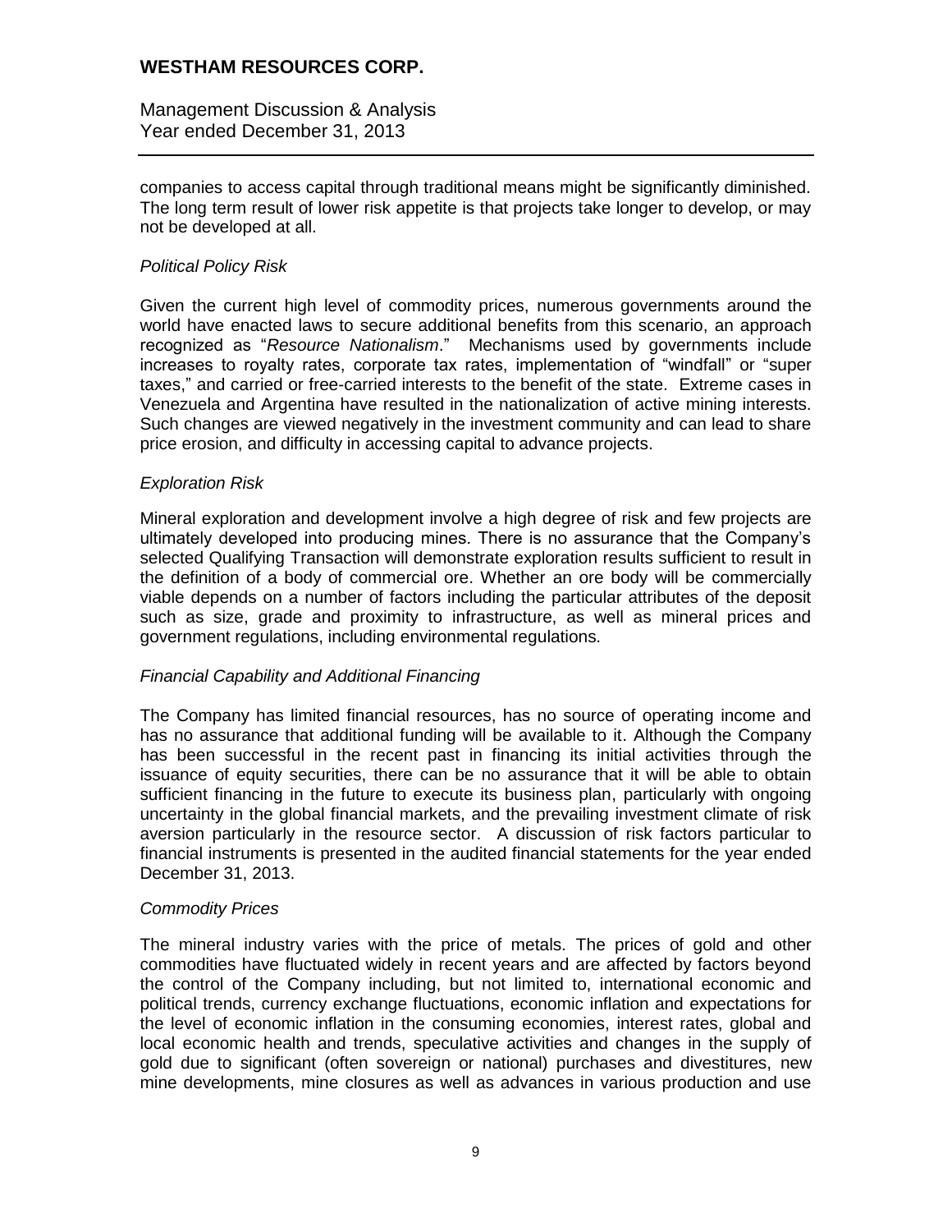companies to access capital through traditional means might be significantly diminished. The long term result of lower risk appetite is that projects take longer to develop, or may not be developed at all.

*Political Policy Risk*

Given the current high level of commodity prices, numerous governments around the world have enacted laws to secure additional benefits from this scenario, an approach recognized as "*Resource Nationalism*." Mechanisms used by governments include increases to royalty rates, corporate tax rates, implementation of "windfall" or "super taxes," and carried or free-carried interests to the benefit of the state. Extreme cases in Venezuela and Argentina have resulted in the nationalization of active mining interests. Such changes are viewed negatively in the investment community and can lead to share price erosion, and difficulty in accessing capital to advance projects.

*Exploration Risk*

Mineral exploration and development involve a high degree of risk and few projects are ultimately developed into producing mines. There is no assurance that the Company's selected Qualifying Transaction will demonstrate exploration results sufficient to result in the definition of a body of commercial ore. Whether an ore body will be commercially viable depends on a number of factors including the particular attributes of the deposit such as size, grade and proximity to infrastructure, as well as mineral prices and government regulations, including environmental regulations.

*Financial Capability and Additional Financing*

The Company has limited financial resources, has no source of operating income and has no assurance that additional funding will be available to it. Although the Company has been successful in the recent past in financing its initial activities through the issuance of equity securities, there can be no assurance that it will be able to obtain sufficient financing in the future to execute its business plan, particularly with ongoing uncertainty in the global financial markets, and the prevailing investment climate of risk aversion particularly in the resource sector. A discussion of risk factors particular to financial instruments is presented in the audited financial statements for the year ended December 31, 2013.

*Commodity Prices*

The mineral industry varies with the price of metals. The prices of gold and other commodities have fluctuated widely in recent years and are affected by factors beyond the control of the Company including, but not limited to, international economic and political trends, currency exchange fluctuations, economic inflation and expectations for the level of economic inflation in the consuming economies, interest rates, global and local economic health and trends, speculative activities and changes in the supply of gold due to significant (often sovereign or national) purchases and divestitures, new mine developments, mine closures as well as advances in various production and use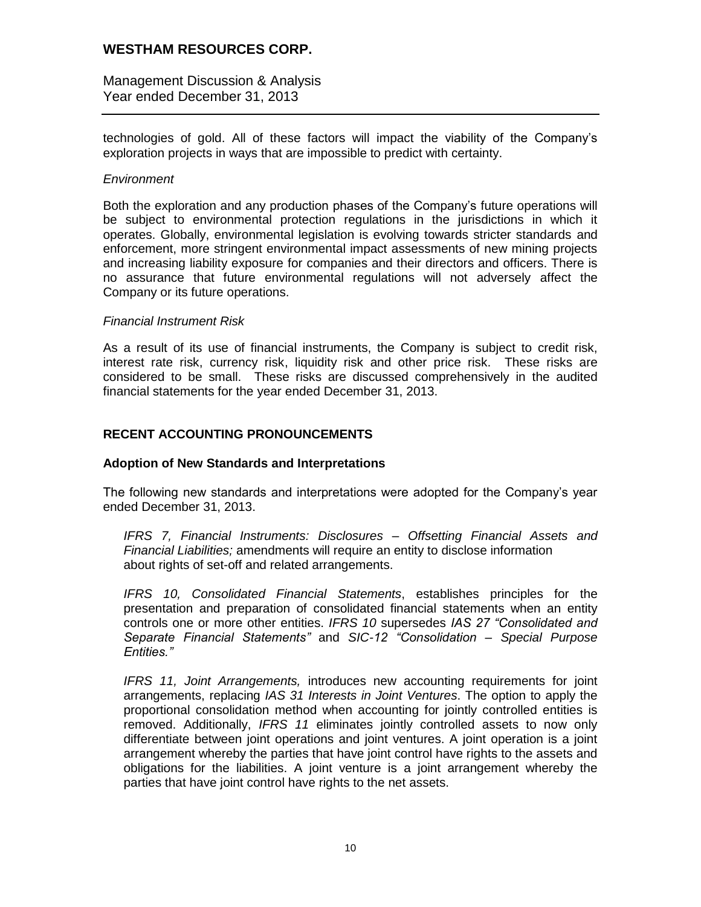technologies of gold. All of these factors will impact the viability of the Company's exploration projects in ways that are impossible to predict with certainty.

*Environment*

Both the exploration and any production phases of the Company's future operations will be subject to environmental protection regulations in the jurisdictions in which it operates. Globally, environmental legislation is evolving towards stricter standards and enforcement, more stringent environmental impact assessments of new mining projects and increasing liability exposure for companies and their directors and officers. There is no assurance that future environmental regulations will not adversely affect the Company or its future operations.

*Financial Instrument Risk*

As a result of its use of financial instruments, the Company is subject to credit risk, interest rate risk, currency risk, liquidity risk and other price risk. These risks are considered to be small. These risks are discussed comprehensively in the audited financial statements for the year ended December 31, 2013.

## RECENT ACCOUNTING PRONOUNCEMENTS

### Adoption of New Standards and Interpretations

The following new standards and interpretations were adopted for the Company's year ended December 31, 2013.

*IFRS 7, Financial Instruments: Disclosures – Offsetting Financial Assets and Financial Liabilities;* amendments will require an entity to disclose information about rights of set-off and related arrangements.

*IFRS 10, Consolidated Financial Statements*, establishes principles for the presentation and preparation of consolidated financial statements when an entity controls one or more other entities. *IFRS 10* supersedes *IAS 27 "Consolidated and Separate Financial Statements"* and *SIC-12 "Consolidation – Special Purpose Entities."*

*IFRS 11, Joint Arrangements,* introduces new accounting requirements for joint arrangements, replacing *IAS 31 Interests in Joint Ventures*. The option to apply the proportional consolidation method when accounting for jointly controlled entities is removed. Additionally, *IFRS 11* eliminates jointly controlled assets to now only differentiate between joint operations and joint ventures. A joint operation is a joint arrangement whereby the parties that have joint control have rights to the assets and obligations for the liabilities. A joint venture is a joint arrangement whereby the parties that have joint control have rights to the net assets.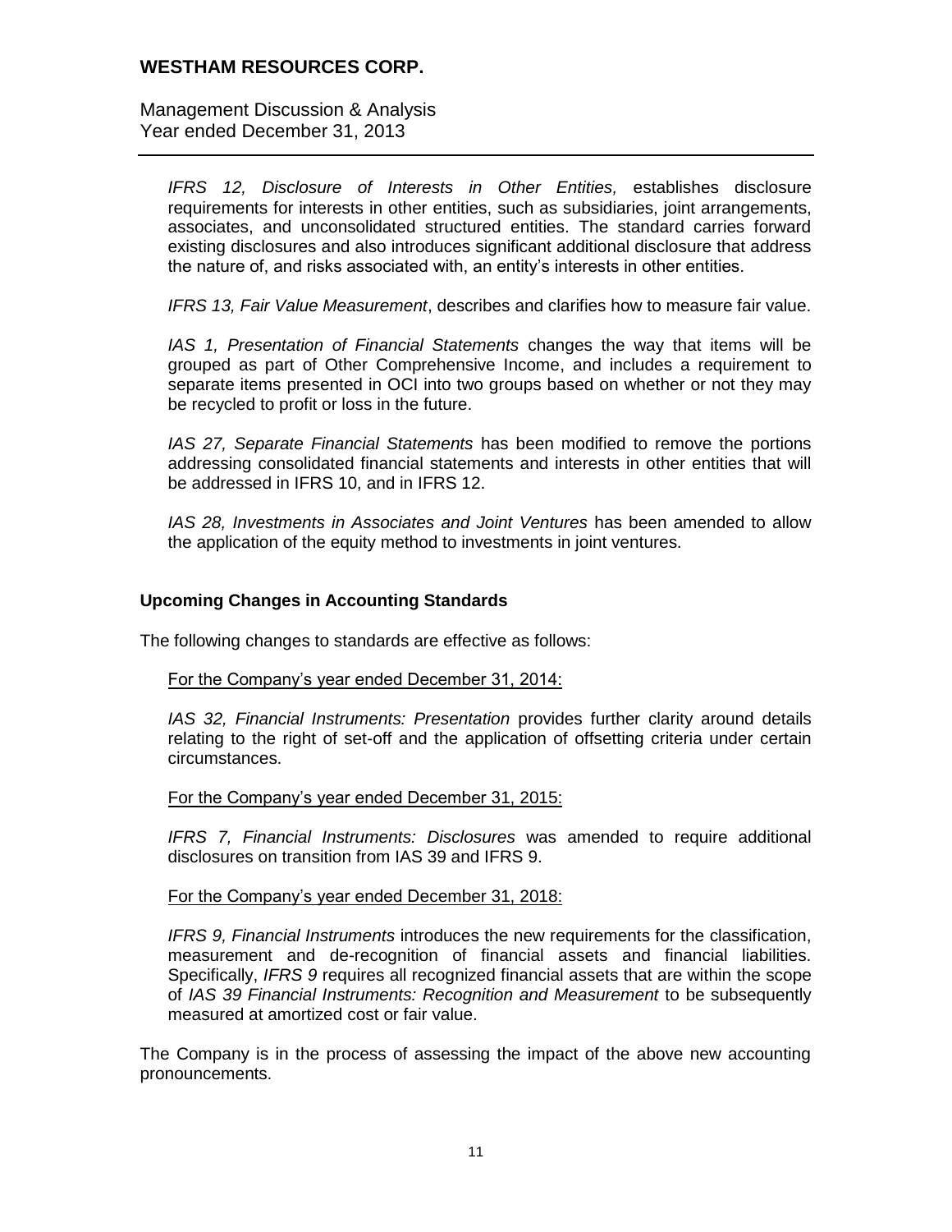*IFRS 12, Disclosure of Interests in Other Entities,* establishes disclosure requirements for interests in other entities, such as subsidiaries, joint arrangements, associates, and unconsolidated structured entities. The standard carries forward existing disclosures and also introduces significant additional disclosure that address the nature of, and risks associated with, an entity's interests in other entities.

*IFRS 13, Fair Value Measurement*, describes and clarifies how to measure fair value.

*IAS 1, Presentation of Financial Statements* changes the way that items will be grouped as part of Other Comprehensive Income, and includes a requirement to separate items presented in OCI into two groups based on whether or not they may be recycled to profit or loss in the future.

*IAS 27, Separate Financial Statements* has been modified to remove the portions addressing consolidated financial statements and interests in other entities that will be addressed in IFRS 10, and in IFRS 12.

*IAS 28, Investments in Associates and Joint Ventures* has been amended to allow the application of the equity method to investments in joint ventures.

**Upcoming Changes in Accounting Standards**

The following changes to standards are effective as follows:

For the Company's year ended December 31, 2014:

*IAS 32, Financial Instruments: Presentation* provides further clarity around details relating to the right of set-off and the application of offsetting criteria under certain circumstances.

For the Company's year ended December 31, 2015:

*IFRS 7, Financial Instruments: Disclosures* was amended to require additional disclosures on transition from IAS 39 and IFRS 9.

For the Company's year ended December 31, 2018:

*IFRS 9, Financial Instruments* introduces the new requirements for the classification, measurement and de-recognition of financial assets and financial liabilities. Specifically, *IFRS 9* requires all recognized financial assets that are within the scope of *IAS 39 Financial Instruments: Recognition and Measurement* to be subsequently measured at amortized cost or fair value.

The Company is in the process of assessing the impact of the above new accounting pronouncements.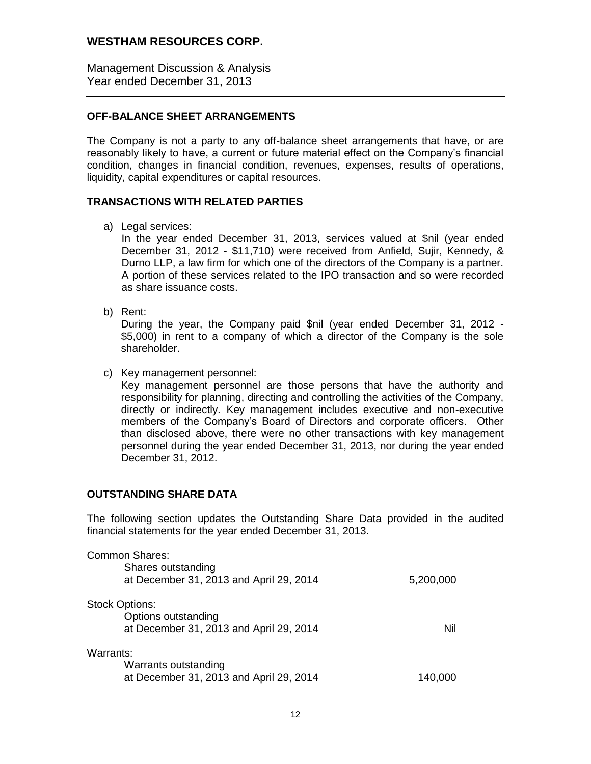# WESTHAM RESOURCES CORP.

Management Discussion & Analysis
Year ended December 31, 2013

## OFF-BALANCE SHEET ARRANGEMENTS

The Company is not a party to any off-balance sheet arrangements that have, or are reasonably likely to have, a current or future material effect on the Company's financial condition, changes in financial condition, revenues, expenses, results of operations, liquidity, capital expenditures or capital resources.

## TRANSACTIONS WITH RELATED PARTIES

a) Legal services:
   In the year ended December 31, 2013, services valued at $nil (year ended December 31, 2012 - $11,710) were received from Anfield, Sujir, Kennedy, & Durno LLP, a law firm for which one of the directors of the Company is a partner. A portion of these services related to the IPO transaction and so were recorded as share issuance costs.

b) Rent:
   During the year, the Company paid $nil (year ended December 31, 2012 - $5,000) in rent to a company of which a director of the Company is the sole shareholder.

c) Key management personnel:
   Key management personnel are those persons that have the authority and responsibility for planning, directing and controlling the activities of the Company, directly or indirectly. Key management includes executive and non-executive members of the Company's Board of Directors and corporate officers. Other than disclosed above, there were no other transactions with key management personnel during the year ended December 31, 2013, nor during the year ended December 31, 2012.

## OUTSTANDING SHARE DATA

The following section updates the Outstanding Share Data provided in the audited financial statements for the year ended December 31, 2013.

| | |
|---|---|
| **Common Shares:** | |
| Shares outstanding at December 31, 2013 and April 29, 2014 | 5,200,000 |
| **Stock Options:** | |
| Options outstanding at December 31, 2013 and April 29, 2014 | Nil |
| **Warrants:** | |
| Warrants outstanding at December 31, 2013 and April 29, 2014 | 140,000 |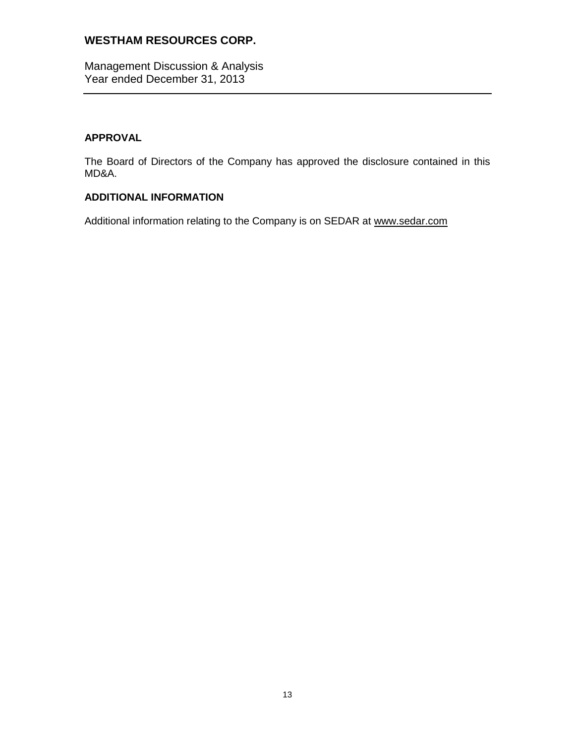## APPROVAL

The Board of Directors of the Company has approved the disclosure contained in this MD&A.

## ADDITIONAL INFORMATION

Additional information relating to the Company is on SEDAR at www.sedar.com